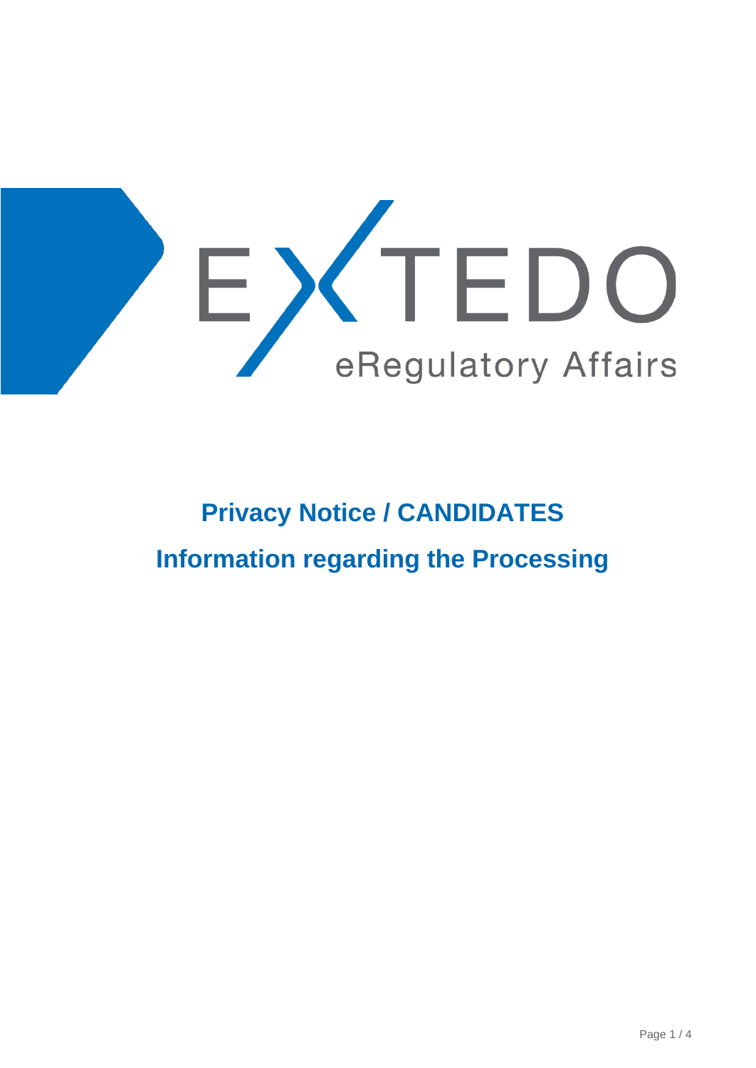EXTEDO

eRegulatory Affairs

# Privacy Notice / CANDIDATES

# Information regarding the Processing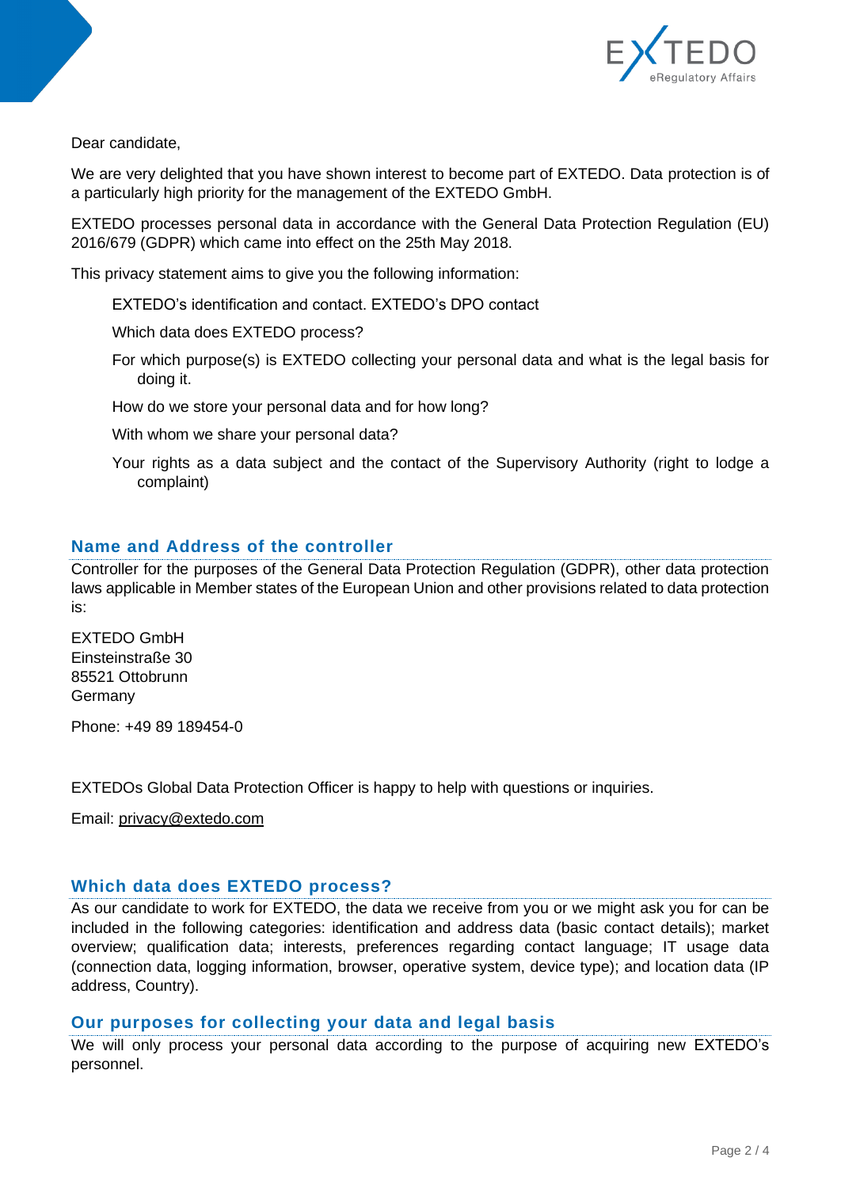Dear candidate,

We are very delighted that you have shown interest to become part of EXTEDO. Data protection is of a particularly high priority for the management of the EXTEDO GmbH.

EXTEDO processes personal data in accordance with the General Data Protection Regulation (EU) 2016/679 (GDPR) which came into effect on the 25th May 2018.

This privacy statement aims to give you the following information:

- EXTEDO's identification and contact. EXTEDO's DPO contact
- Which data does EXTEDO process?
- For which purpose(s) is EXTEDO collecting your personal data and what is the legal basis for doing it.
- How do we store your personal data and for how long?
- With whom we share your personal data?
- Your rights as a data subject and the contact of the Supervisory Authority (right to lodge a complaint)

## Name and Address of the controller

Controller for the purposes of the General Data Protection Regulation (GDPR), other data protection laws applicable in Member states of the European Union and other provisions related to data protection is:

EXTEDO GmbH
Einsteinstraße 30
85521 Ottobrunn
Germany

Phone: +49 89 189454-0

EXTEDOs Global Data Protection Officer is happy to help with questions or inquiries.

Email: privacy@extedo.com

## Which data does EXTEDO process?

As our candidate to work for EXTEDO, the data we receive from you or we might ask you for can be included in the following categories: identification and address data (basic contact details); market overview; qualification data; interests, preferences regarding contact language; IT usage data (connection data, logging information, browser, operative system, device type); and location data (IP address, Country).

## Our purposes for collecting your data and legal basis

We will only process your personal data according to the purpose of acquiring new EXTEDO's personnel.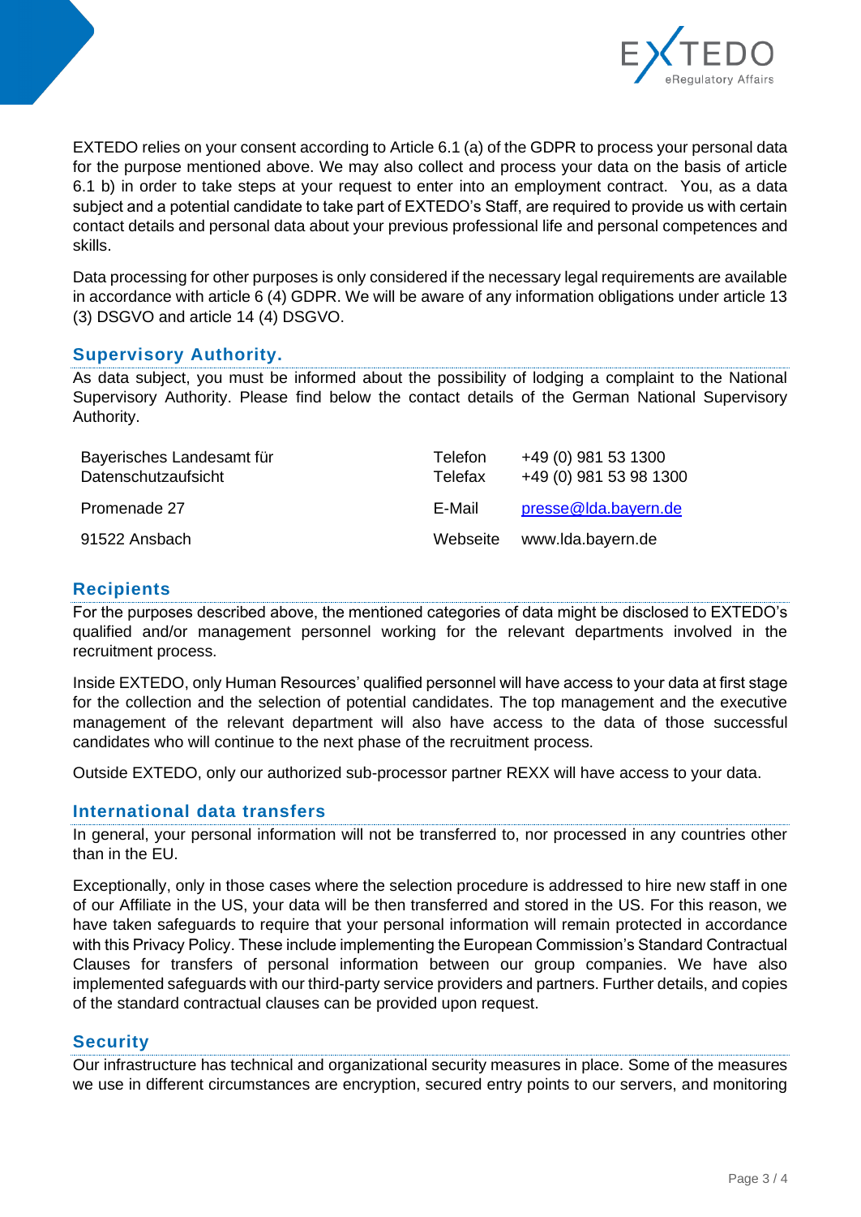EXTEDO relies on your consent according to Article 6.1 (a) of the GDPR to process your personal data for the purpose mentioned above. We may also collect and process your data on the basis of article 6.1 b) in order to take steps at your request to enter into an employment contract.  You, as a data subject and a potential candidate to take part of EXTEDO's Staff, are required to provide us with certain contact details and personal data about your previous professional life and personal competences and skills.

Data processing for other purposes is only considered if the necessary legal requirements are available in accordance with article 6 (4) GDPR. We will be aware of any information obligations under article 13 (3) DSGVO and article 14 (4) DSGVO.

## Supervisory Authority.

As data subject, you must be informed about the possibility of lodging a complaint to the National Supervisory Authority. Please find below the contact details of the German National Supervisory Authority.

| | | |
|---|---|---|
| Bayerisches Landesamt für Datenschutzaufsicht | Telefon<br>Telefax | +49 (0) 981 53 1300<br>+49 (0) 981 53 98 1300 |
| Promenade 27 | E-Mail | presse@lda.bayern.de |
| 91522 Ansbach | Webseite | www.lda.bayern.de |

## Recipients

For the purposes described above, the mentioned categories of data might be disclosed to EXTEDO's qualified and/or management personnel working for the relevant departments involved in the recruitment process.

Inside EXTEDO, only Human Resources' qualified personnel will have access to your data at first stage for the collection and the selection of potential candidates. The top management and the executive management of the relevant department will also have access to the data of those successful candidates who will continue to the next phase of the recruitment process.

Outside EXTEDO, only our authorized sub-processor partner REXX will have access to your data.

## International data transfers

In general, your personal information will not be transferred to, nor processed in any countries other than in the EU.

Exceptionally, only in those cases where the selection procedure is addressed to hire new staff in one of our Affiliate in the US, your data will be then transferred and stored in the US. For this reason, we have taken safeguards to require that your personal information will remain protected in accordance with this Privacy Policy. These include implementing the European Commission's Standard Contractual Clauses for transfers of personal information between our group companies. We have also implemented safeguards with our third-party service providers and partners. Further details, and copies of the standard contractual clauses can be provided upon request.

## Security

Our infrastructure has technical and organizational security measures in place. Some of the measures we use in different circumstances are encryption, secured entry points to our servers, and monitoring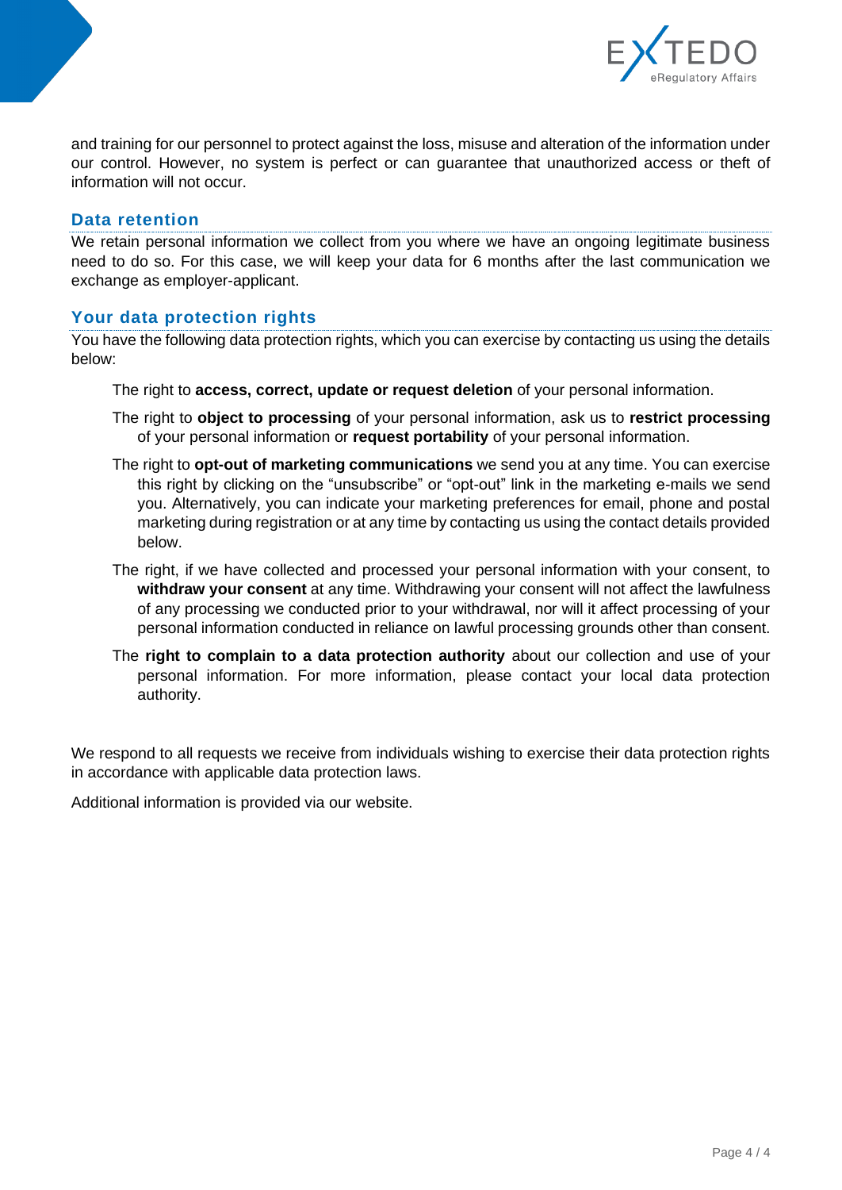and training for our personnel to protect against the loss, misuse and alteration of the information under our control. However, no system is perfect or can guarantee that unauthorized access or theft of information will not occur.

## Data retention

We retain personal information we collect from you where we have an ongoing legitimate business need to do so. For this case, we will keep your data for 6 months after the last communication we exchange as employer-applicant.

## Your data protection rights

You have the following data protection rights, which you can exercise by contacting us using the details below:

- The right to **access, correct, update or request deletion** of your personal information.
- The right to **object to processing** of your personal information, ask us to **restrict processing** of your personal information or **request portability** of your personal information.
- The right to **opt-out of marketing communications** we send you at any time. You can exercise this right by clicking on the "unsubscribe" or "opt-out" link in the marketing e-mails we send you. Alternatively, you can indicate your marketing preferences for email, phone and postal marketing during registration or at any time by contacting us using the contact details provided below.
- The right, if we have collected and processed your personal information with your consent, to **withdraw your consent** at any time. Withdrawing your consent will not affect the lawfulness of any processing we conducted prior to your withdrawal, nor will it affect processing of your personal information conducted in reliance on lawful processing grounds other than consent.
- The **right to complain to a data protection authority** about our collection and use of your personal information. For more information, please contact your local data protection authority.

We respond to all requests we receive from individuals wishing to exercise their data protection rights in accordance with applicable data protection laws.

Additional information is provided via our website.